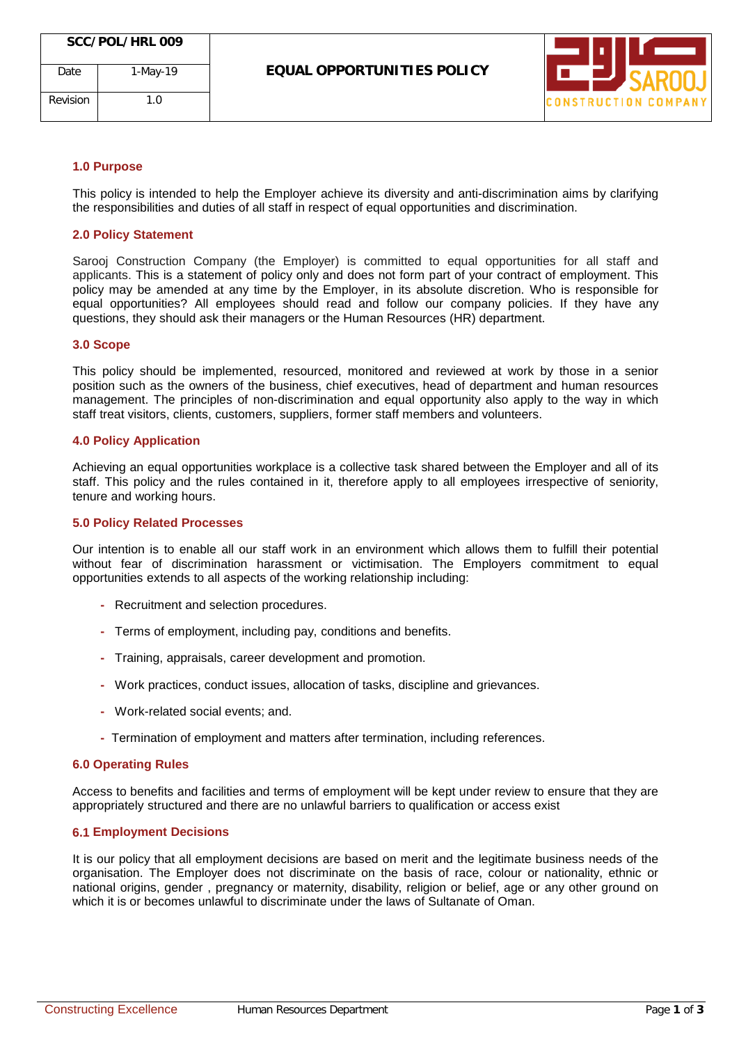| SCC/POL/HRL 009 | | EQUAL OPPORTUNITIES POLICY |
|---|---|---|
| Date | 1-May-19 | |
| Revision | 1.0 | |

## 1.0 Purpose

This policy is intended to help the Employer achieve its diversity and anti-discrimination aims by clarifying the responsibilities and duties of all staff in respect of equal opportunities and discrimination.

## 2.0 Policy Statement

Sarooj Construction Company (the Employer) is committed to equal opportunities for all staff and applicants. This is a statement of policy only and does not form part of your contract of employment. This policy may be amended at any time by the Employer, in its absolute discretion. Who is responsible for equal opportunities? All employees should read and follow our company policies. If they have any questions, they should ask their managers or the Human Resources (HR) department.

## 3.0 Scope

This policy should be implemented, resourced, monitored and reviewed at work by those in a senior position such as the owners of the business, chief executives, head of department and human resources management. The principles of non-discrimination and equal opportunity also apply to the way in which staff treat visitors, clients, customers, suppliers, former staff members and volunteers.

## 4.0 Policy Application

Achieving an equal opportunities workplace is a collective task shared between the Employer and all of its staff. This policy and the rules contained in it, therefore apply to all employees irrespective of seniority, tenure and working hours.

## 5.0 Policy Related Processes

Our intention is to enable all our staff work in an environment which allows them to fulfill their potential without fear of discrimination harassment or victimisation. The Employers commitment to equal opportunities extends to all aspects of the working relationship including:

- Recruitment and selection procedures.
- Terms of employment, including pay, conditions and benefits.
- Training, appraisals, career development and promotion.
- Work practices, conduct issues, allocation of tasks, discipline and grievances.
- Work-related social events; and.
- Termination of employment and matters after termination, including references.

## 6.0 Operating Rules

Access to benefits and facilities and terms of employment will be kept under review to ensure that they are appropriately structured and there are no unlawful barriers to qualification or access exist

### 6.1 Employment Decisions

It is our policy that all employment decisions are based on merit and the legitimate business needs of the organisation. The Employer does not discriminate on the basis of race, colour or nationality, ethnic or national origins, gender , pregnancy or maternity, disability, religion or belief, age or any other ground on which it is or becomes unlawful to discriminate under the laws of Sultanate of Oman.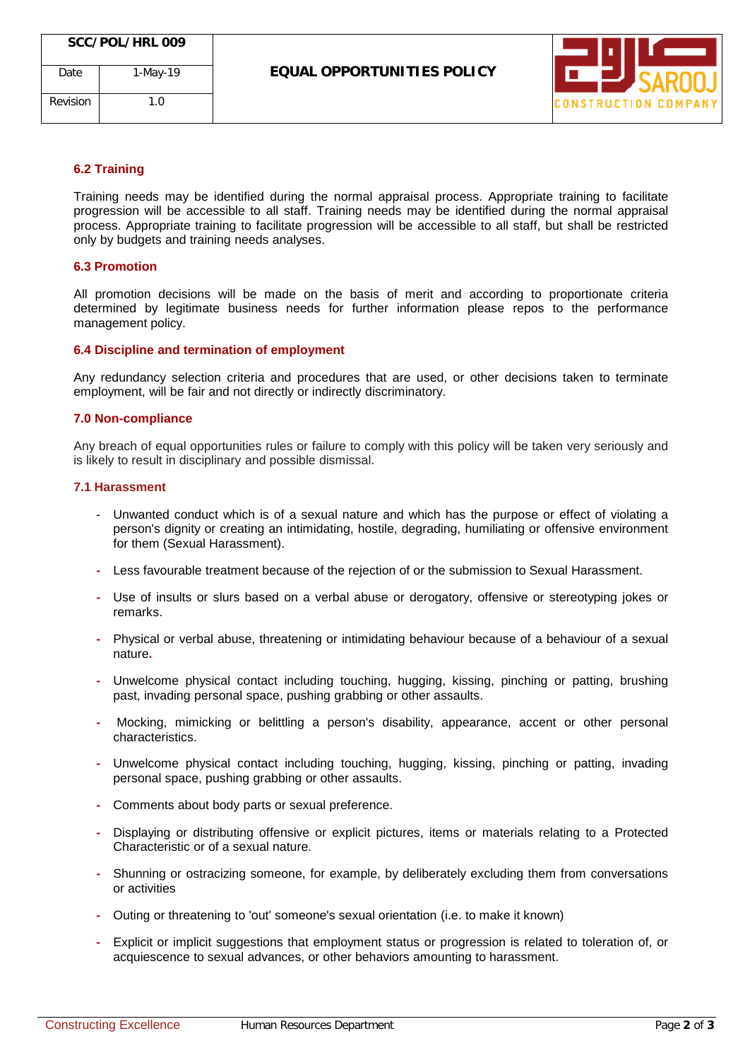### 6.2 Training

Training needs may be identified during the normal appraisal process. Appropriate training to facilitate progression will be accessible to all staff. Training needs may be identified during the normal appraisal process. Appropriate training to facilitate progression will be accessible to all staff, but shall be restricted only by budgets and training needs analyses.

### 6.3 Promotion

All promotion decisions will be made on the basis of merit and according to proportionate criteria determined by legitimate business needs for further information please repos to the performance management policy.

### 6.4 Discipline and termination of employment

Any redundancy selection criteria and procedures that are used, or other decisions taken to terminate employment, will be fair and not directly or indirectly discriminatory.

### 7.0 Non-compliance

Any breach of equal opportunities rules or failure to comply with this policy will be taken very seriously and is likely to result in disciplinary and possible dismissal.

### 7.1 Harassment

- Unwanted conduct which is of a sexual nature and which has the purpose or effect of violating a person's dignity or creating an intimidating, hostile, degrading, humiliating or offensive environment for them (Sexual Harassment).
- Less favourable treatment because of the rejection of or the submission to Sexual Harassment.
- Use of insults or slurs based on a verbal abuse or derogatory, offensive or stereotyping jokes or remarks.
- Physical or verbal abuse, threatening or intimidating behaviour because of a behaviour of a sexual nature.
- Unwelcome physical contact including touching, hugging, kissing, pinching or patting, brushing past, invading personal space, pushing grabbing or other assaults.
- Mocking, mimicking or belittling a person's disability, appearance, accent or other personal characteristics.
- Unwelcome physical contact including touching, hugging, kissing, pinching or patting, invading personal space, pushing grabbing or other assaults.
- Comments about body parts or sexual preference.
- Displaying or distributing offensive or explicit pictures, items or materials relating to a Protected Characteristic or of a sexual nature.
- Shunning or ostracizing someone, for example, by deliberately excluding them from conversations or activities
- Outing or threatening to 'out' someone's sexual orientation (i.e. to make it known)
- Explicit or implicit suggestions that employment status or progression is related to toleration of, or acquiescence to sexual advances, or other behaviors amounting to harassment.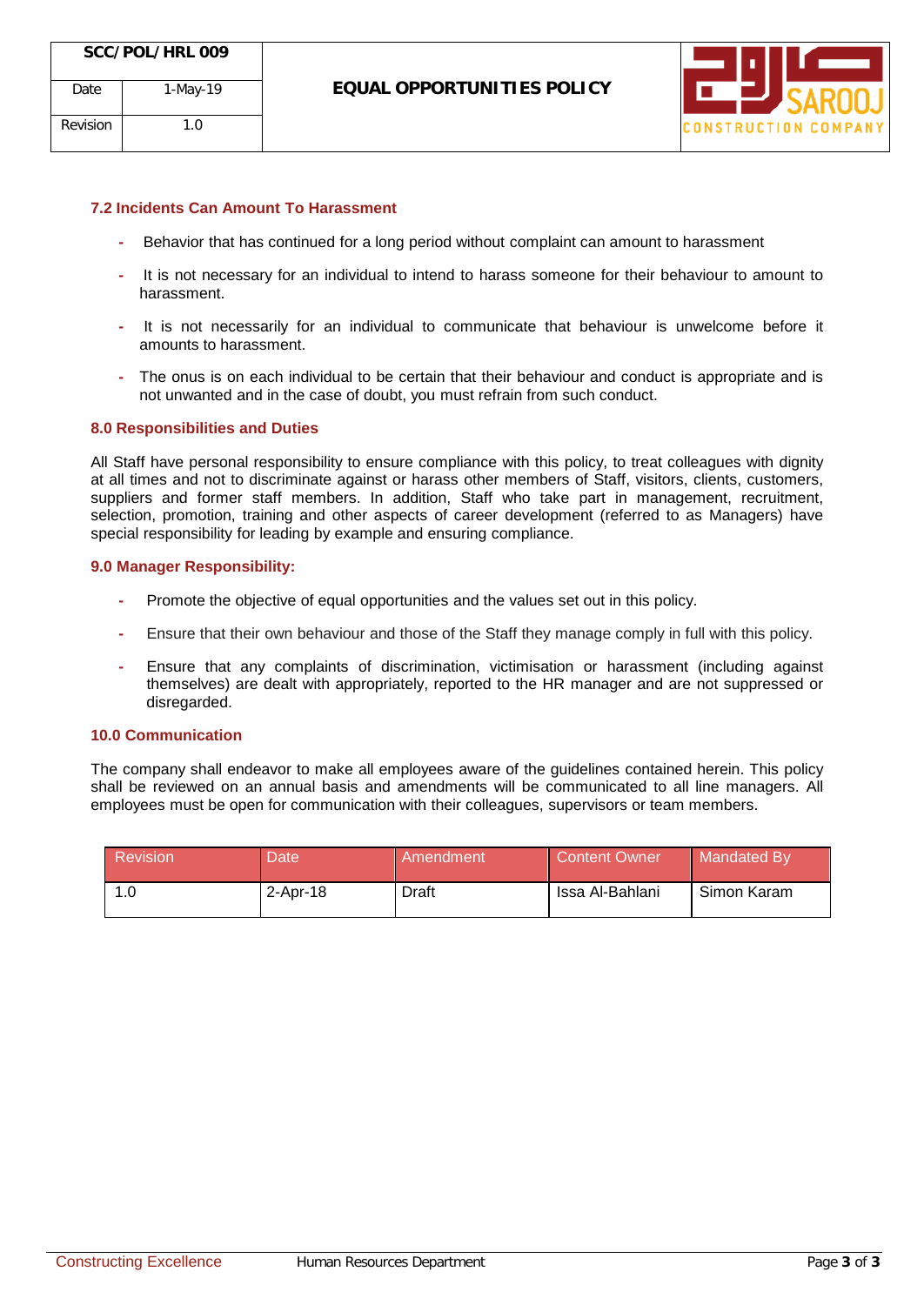### 7.2 Incidents Can Amount To Harassment

- Behavior that has continued for a long period without complaint can amount to harassment
- It is not necessary for an individual to intend to harass someone for their behaviour to amount to harassment.
- It is not necessarily for an individual to communicate that behaviour is unwelcome before it amounts to harassment.
- The onus is on each individual to be certain that their behaviour and conduct is appropriate and is not unwanted and in the case of doubt, you must refrain from such conduct.

### 8.0 Responsibilities and Duties

All Staff have personal responsibility to ensure compliance with this policy, to treat colleagues with dignity at all times and not to discriminate against or harass other members of Staff, visitors, clients, customers, suppliers and former staff members. In addition, Staff who take part in management, recruitment, selection, promotion, training and other aspects of career development (referred to as Managers) have special responsibility for leading by example and ensuring compliance.

### 9.0 Manager Responsibility:

- Promote the objective of equal opportunities and the values set out in this policy.
- Ensure that their own behaviour and those of the Staff they manage comply in full with this policy.
- Ensure that any complaints of discrimination, victimisation or harassment (including against themselves) are dealt with appropriately, reported to the HR manager and are not suppressed or disregarded.

### 10.0 Communication

The company shall endeavor to make all employees aware of the guidelines contained herein. This policy shall be reviewed on an annual basis and amendments will be communicated to all line managers. All employees must be open for communication with their colleagues, supervisors or team members.

| Revision | Date | Amendment | Content Owner | Mandated By |
|---|---|---|---|---|
| 1.0 | 2-Apr-18 | Draft | Issa Al-Bahlani | Simon Karam |